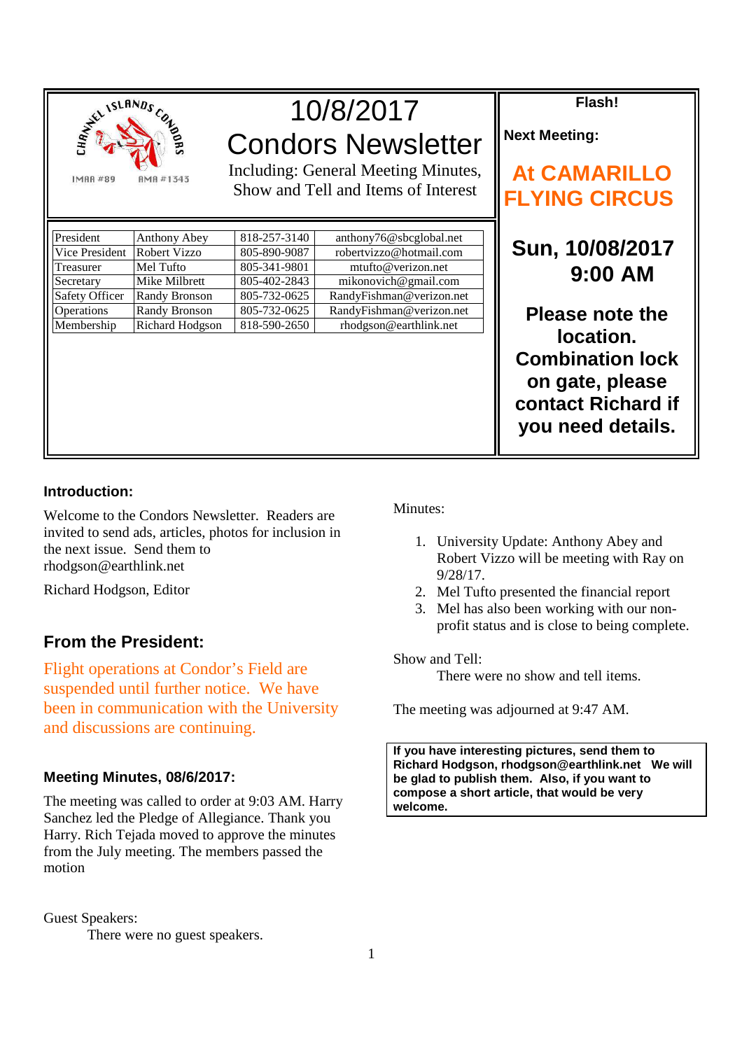CHANNEL ISLANDS CONDORS

IMAA #89 AMA #1343

# 10/8/2017

# Condors Newsletter

Including: General Meeting Minutes, Show and Tell and Items of Interest

| President | Anthony Abey | 818-257-3140 | anthony76@sbcglobal.net |
|---|---|---|---|
| Vice President | Robert Vizzo | 805-890-9087 | robertvizzo@hotmail.com |
| Treasurer | Mel Tufto | 805-341-9801 | mtufto@verizon.net |
| Secretary | Mike Milbrett | 805-402-2843 | mikonovich@gmail.com |
| Safety Officer | Randy Bronson | 805-732-0625 | RandyFishman@verizon.net |
| Operations | Randy Bronson | 805-732-0625 | RandyFishman@verizon.net |
| Membership | Richard Hodgson | 818-590-2650 | rhodgson@earthlink.net |

**Flash!**

**Next Meeting:**

**At CAMARILLO FLYING CIRCUS**

**Sun, 10/08/2017 9:00 AM**

**Please note the location. Combination lock on gate, please contact Richard if you need details.**

### Introduction:

Welcome to the Condors Newsletter. Readers are invited to send ads, articles, photos for inclusion in the next issue. Send them to rhodgson@earthlink.net

Richard Hodgson, Editor

## From the President:

Flight operations at Condor's Field are suspended until further notice. We have been in communication with the University and discussions are continuing.

### Meeting Minutes, 08/6/2017:

The meeting was called to order at 9:03 AM. Harry Sanchez led the Pledge of Allegiance. Thank you Harry. Rich Tejada moved to approve the minutes from the July meeting. The members passed the motion

Guest Speakers:

There were no guest speakers.

Minutes:

1. University Update: Anthony Abey and Robert Vizzo will be meeting with Ray on 9/28/17.
2. Mel Tufto presented the financial report
3. Mel has also been working with our non-profit status and is close to being complete.

Show and Tell:

There were no show and tell items.

The meeting was adjourned at 9:47 AM.

**If you have interesting pictures, send them to Richard Hodgson, rhodgson@earthlink.net We will be glad to publish them. Also, if you want to compose a short article, that would be very welcome.**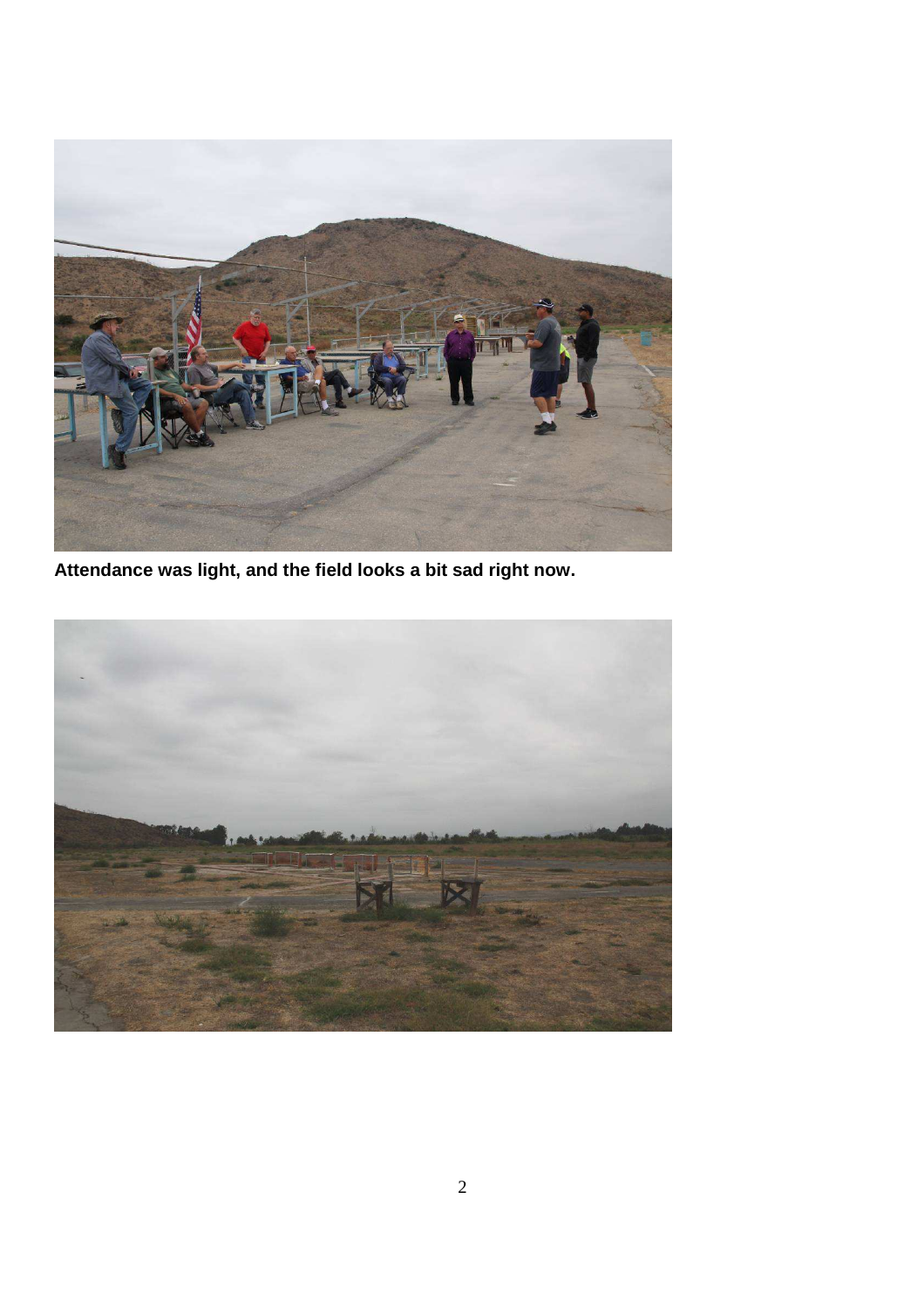**Attendance was light, and the field looks a bit sad right now.**